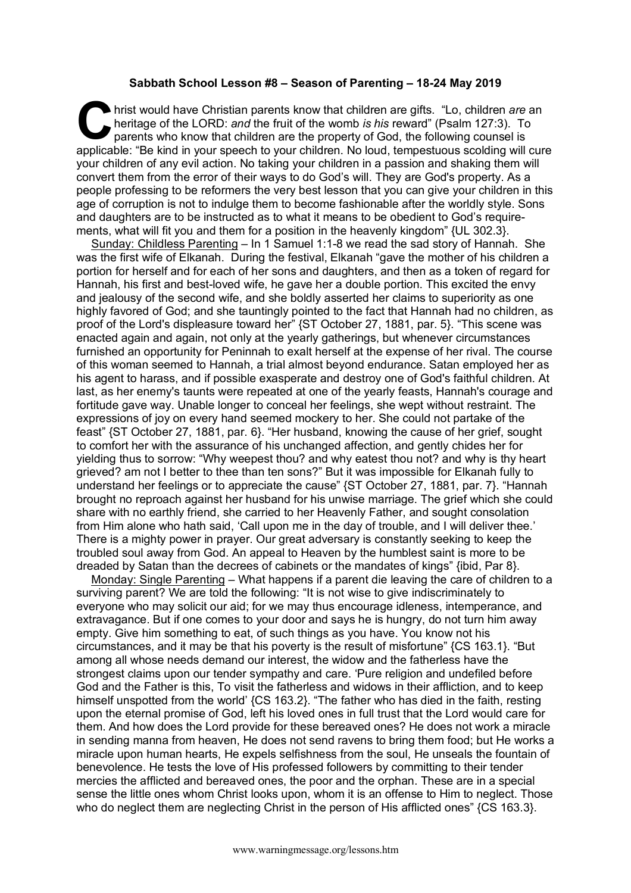**Sabbath School Lesson #8 – Season of Parenting – 18-24 May 2019**

Christ would have Christian parents know that children are gifts. "Lo, children *are* an heritage of the LORD: *and* the fruit of the womb *is his* reward" (Psalm 127:3). To parents who know that children are the property of God, the following counsel is applicable: "Be kind in your speech to your children. No loud, tempestuous scolding will cure your children of any evil action. No taking your children in a passion and shaking them will convert them from the error of their ways to do God's will. They are God's property. As a people professing to be reformers the very best lesson that you can give your children in this age of corruption is not to indulge them to become fashionable after the worldly style. Sons and daughters are to be instructed as to what it means to be obedient to God's requirements, what will fit you and them for a position in the heavenly kingdom" {UL 302.3}.

Sunday: Childless Parenting – In 1 Samuel 1:1-8 we read the sad story of Hannah. She was the first wife of Elkanah. During the festival, Elkanah "gave the mother of his children a portion for herself and for each of her sons and daughters, and then as a token of regard for Hannah, his first and best-loved wife, he gave her a double portion. This excited the envy and jealousy of the second wife, and she boldly asserted her claims to superiority as one highly favored of God; and she tauntingly pointed to the fact that Hannah had no children, as proof of the Lord's displeasure toward her" {ST October 27, 1881, par. 5}. "This scene was enacted again and again, not only at the yearly gatherings, but whenever circumstances furnished an opportunity for Peninnah to exalt herself at the expense of her rival. The course of this woman seemed to Hannah, a trial almost beyond endurance. Satan employed her as his agent to harass, and if possible exasperate and destroy one of God's faithful children. At last, as her enemy's taunts were repeated at one of the yearly feasts, Hannah's courage and fortitude gave way. Unable longer to conceal her feelings, she wept without restraint. The expressions of joy on every hand seemed mockery to her. She could not partake of the feast" {ST October 27, 1881, par. 6}. "Her husband, knowing the cause of her grief, sought to comfort her with the assurance of his unchanged affection, and gently chides her for yielding thus to sorrow: "Why weepest thou? and why eatest thou not? and why is thy heart grieved? am not I better to thee than ten sons?" But it was impossible for Elkanah fully to understand her feelings or to appreciate the cause" {ST October 27, 1881, par. 7}. "Hannah brought no reproach against her husband for his unwise marriage. The grief which she could share with no earthly friend, she carried to her Heavenly Father, and sought consolation from Him alone who hath said, 'Call upon me in the day of trouble, and I will deliver thee.' There is a mighty power in prayer. Our great adversary is constantly seeking to keep the troubled soul away from God. An appeal to Heaven by the humblest saint is more to be dreaded by Satan than the decrees of cabinets or the mandates of kings" {ibid, Par 8}.

Monday: Single Parenting – What happens if a parent die leaving the care of children to a surviving parent? We are told the following: "It is not wise to give indiscriminately to everyone who may solicit our aid; for we may thus encourage idleness, intemperance, and extravagance. But if one comes to your door and says he is hungry, do not turn him away empty. Give him something to eat, of such things as you have. You know not his circumstances, and it may be that his poverty is the result of misfortune" {CS 163.1}. "But among all whose needs demand our interest, the widow and the fatherless have the strongest claims upon our tender sympathy and care. 'Pure religion and undefiled before God and the Father is this, To visit the fatherless and widows in their affliction, and to keep himself unspotted from the world' {CS 163.2}. "The father who has died in the faith, resting upon the eternal promise of God, left his loved ones in full trust that the Lord would care for them. And how does the Lord provide for these bereaved ones? He does not work a miracle in sending manna from heaven, He does not send ravens to bring them food; but He works a miracle upon human hearts, He expels selfishness from the soul, He unseals the fountain of benevolence. He tests the love of His professed followers by committing to their tender mercies the afflicted and bereaved ones, the poor and the orphan. These are in a special sense the little ones whom Christ looks upon, whom it is an offense to Him to neglect. Those who do neglect them are neglecting Christ in the person of His afflicted ones" {CS 163.3}.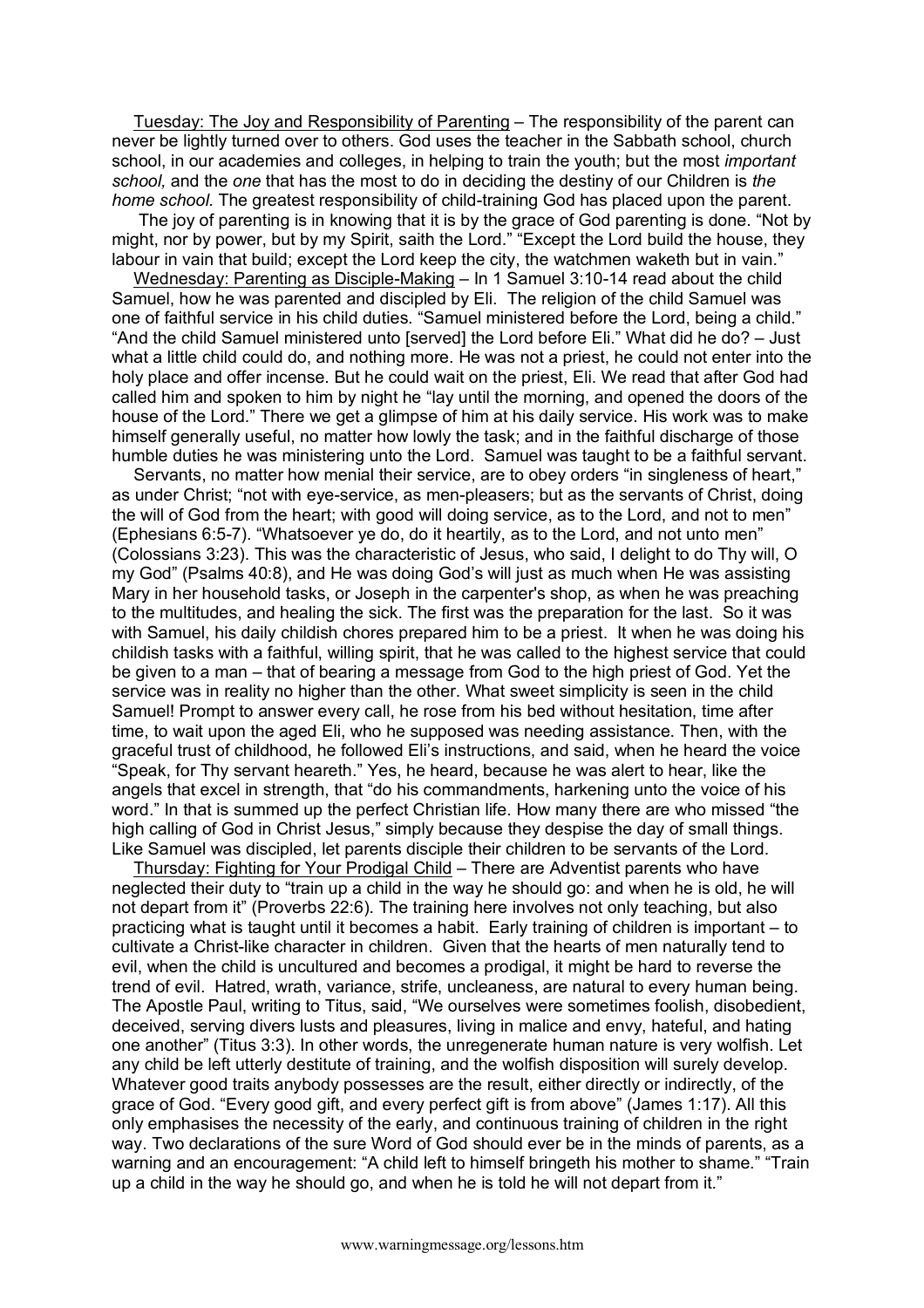Tuesday: The Joy and Responsibility of Parenting – The responsibility of the parent can never be lightly turned over to others. God uses the teacher in the Sabbath school, church school, in our academies and colleges, in helping to train the youth; but the most *important school,* and the *one* that has the most to do in deciding the destiny of our Children is *the home school.* The greatest responsibility of child-training God has placed upon the parent.

The joy of parenting is in knowing that it is by the grace of God parenting is done. "Not by might, nor by power, but by my Spirit, saith the Lord." "Except the Lord build the house, they labour in vain that build; except the Lord keep the city, the watchmen waketh but in vain."

Wednesday: Parenting as Disciple-Making – In 1 Samuel 3:10-14 read about the child Samuel, how he was parented and discipled by Eli. The religion of the child Samuel was one of faithful service in his child duties. "Samuel ministered before the Lord, being a child." "And the child Samuel ministered unto [served] the Lord before Eli." What did he do? – Just what a little child could do, and nothing more. He was not a priest, he could not enter into the holy place and offer incense. But he could wait on the priest, Eli. We read that after God had called him and spoken to him by night he "lay until the morning, and opened the doors of the house of the Lord." There we get a glimpse of him at his daily service. His work was to make himself generally useful, no matter how lowly the task; and in the faithful discharge of those humble duties he was ministering unto the Lord. Samuel was taught to be a faithful servant.

Servants, no matter how menial their service, are to obey orders "in singleness of heart," as under Christ; "not with eye-service, as men-pleasers; but as the servants of Christ, doing the will of God from the heart; with good will doing service, as to the Lord, and not to men" (Ephesians 6:5-7). "Whatsoever ye do, do it heartily, as to the Lord, and not unto men" (Colossians 3:23). This was the characteristic of Jesus, who said, I delight to do Thy will, O my God" (Psalms 40:8), and He was doing God's will just as much when He was assisting Mary in her household tasks, or Joseph in the carpenter's shop, as when he was preaching to the multitudes, and healing the sick. The first was the preparation for the last. So it was with Samuel, his daily childish chores prepared him to be a priest. It when he was doing his childish tasks with a faithful, willing spirit, that he was called to the highest service that could be given to a man – that of bearing a message from God to the high priest of God. Yet the service was in reality no higher than the other. What sweet simplicity is seen in the child Samuel! Prompt to answer every call, he rose from his bed without hesitation, time after time, to wait upon the aged Eli, who he supposed was needing assistance. Then, with the graceful trust of childhood, he followed Eli's instructions, and said, when he heard the voice "Speak, for Thy servant heareth." Yes, he heard, because he was alert to hear, like the angels that excel in strength, that "do his commandments, harkening unto the voice of his word." In that is summed up the perfect Christian life. How many there are who missed "the high calling of God in Christ Jesus," simply because they despise the day of small things. Like Samuel was discipled, let parents disciple their children to be servants of the Lord.

Thursday: Fighting for Your Prodigal Child – There are Adventist parents who have neglected their duty to "train up a child in the way he should go: and when he is old, he will not depart from it" (Proverbs 22:6). The training here involves not only teaching, but also practicing what is taught until it becomes a habit. Early training of children is important – to cultivate a Christ-like character in children. Given that the hearts of men naturally tend to evil, when the child is uncultured and becomes a prodigal, it might be hard to reverse the trend of evil. Hatred, wrath, variance, strife, uncleaness, are natural to every human being. The Apostle Paul, writing to Titus, said, "We ourselves were sometimes foolish, disobedient, deceived, serving divers lusts and pleasures, living in malice and envy, hateful, and hating one another" (Titus 3:3). In other words, the unregenerate human nature is very wolfish. Let any child be left utterly destitute of training, and the wolfish disposition will surely develop. Whatever good traits anybody possesses are the result, either directly or indirectly, of the grace of God. "Every good gift, and every perfect gift is from above" (James 1:17). All this only emphasises the necessity of the early, and continuous training of children in the right way. Two declarations of the sure Word of God should ever be in the minds of parents, as a warning and an encouragement: "A child left to himself bringeth his mother to shame." "Train up a child in the way he should go, and when he is told he will not depart from it."

www.warningmessage.org/lessons.htm